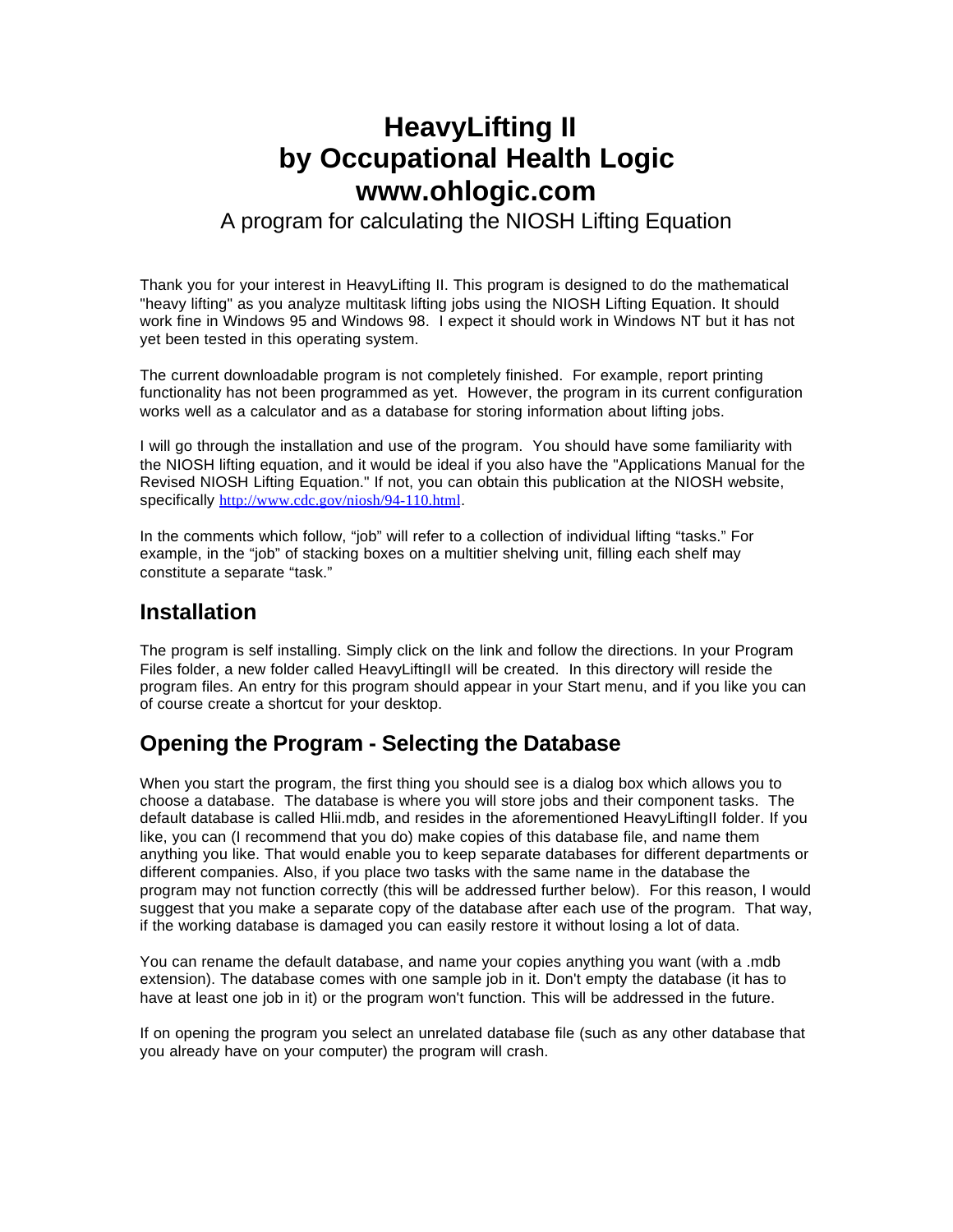# HeavyLifting II
# by Occupational Health Logic
# www.ohlogic.com

A program for calculating the NIOSH Lifting Equation

Thank you for your interest in HeavyLifting II. This program is designed to do the mathematical "heavy lifting" as you analyze multitask lifting jobs using the NIOSH Lifting Equation. It should work fine in Windows 95 and Windows 98. I expect it should work in Windows NT but it has not yet been tested in this operating system.

The current downloadable program is not completely finished. For example, report printing functionality has not been programmed as yet. However, the program in its current configuration works well as a calculator and as a database for storing information about lifting jobs.

I will go through the installation and use of the program. You should have some familiarity with the NIOSH lifting equation, and it would be ideal if you also have the "Applications Manual for the Revised NIOSH Lifting Equation." If not, you can obtain this publication at the NIOSH website, specifically http://www.cdc.gov/niosh/94-110.html.

In the comments which follow, "job" will refer to a collection of individual lifting "tasks." For example, in the "job" of stacking boxes on a multitier shelving unit, filling each shelf may constitute a separate "task."

## Installation

The program is self installing. Simply click on the link and follow the directions. In your Program Files folder, a new folder called HeavyLiftingII will be created. In this directory will reside the program files. An entry for this program should appear in your Start menu, and if you like you can of course create a shortcut for your desktop.

## Opening the Program - Selecting the Database

When you start the program, the first thing you should see is a dialog box which allows you to choose a database. The database is where you will store jobs and their component tasks. The default database is called Hlii.mdb, and resides in the aforementioned HeavyLiftingII folder. If you like, you can (I recommend that you do) make copies of this database file, and name them anything you like. That would enable you to keep separate databases for different departments or different companies. Also, if you place two tasks with the same name in the database the program may not function correctly (this will be addressed further below). For this reason, I would suggest that you make a separate copy of the database after each use of the program. That way, if the working database is damaged you can easily restore it without losing a lot of data.

You can rename the default database, and name your copies anything you want (with a .mdb extension). The database comes with one sample job in it. Don't empty the database (it has to have at least one job in it) or the program won't function. This will be addressed in the future.

If on opening the program you select an unrelated database file (such as any other database that you already have on your computer) the program will crash.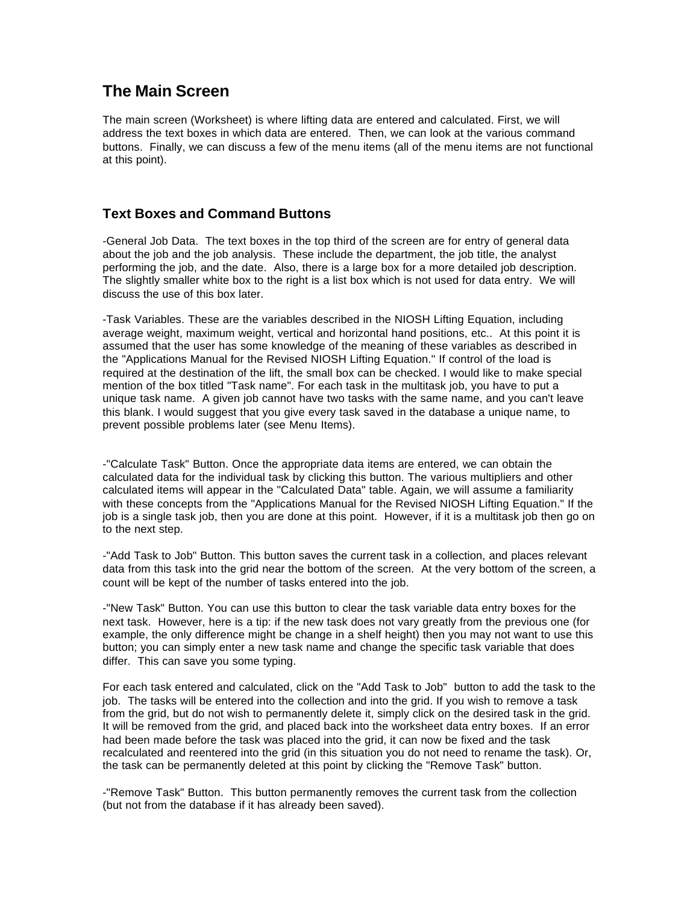# The Main Screen

The main screen (Worksheet) is where lifting data are entered and calculated. First, we will address the text boxes in which data are entered. Then, we can look at the various command buttons. Finally, we can discuss a few of the menu items (all of the menu items are not functional at this point).

## Text Boxes and Command Buttons

-General Job Data. The text boxes in the top third of the screen are for entry of general data about the job and the job analysis. These include the department, the job title, the analyst performing the job, and the date. Also, there is a large box for a more detailed job description. The slightly smaller white box to the right is a list box which is not used for data entry. We will discuss the use of this box later.

-Task Variables. These are the variables described in the NIOSH Lifting Equation, including average weight, maximum weight, vertical and horizontal hand positions, etc.. At this point it is assumed that the user has some knowledge of the meaning of these variables as described in the "Applications Manual for the Revised NIOSH Lifting Equation." If control of the load is required at the destination of the lift, the small box can be checked. I would like to make special mention of the box titled "Task name". For each task in the multitask job, you have to put a unique task name. A given job cannot have two tasks with the same name, and you can't leave this blank. I would suggest that you give every task saved in the database a unique name, to prevent possible problems later (see Menu Items).

-"Calculate Task" Button. Once the appropriate data items are entered, we can obtain the calculated data for the individual task by clicking this button. The various multipliers and other calculated items will appear in the "Calculated Data" table. Again, we will assume a familiarity with these concepts from the "Applications Manual for the Revised NIOSH Lifting Equation." If the job is a single task job, then you are done at this point. However, if it is a multitask job then go on to the next step.

-"Add Task to Job" Button. This button saves the current task in a collection, and places relevant data from this task into the grid near the bottom of the screen. At the very bottom of the screen, a count will be kept of the number of tasks entered into the job.

-"New Task" Button. You can use this button to clear the task variable data entry boxes for the next task. However, here is a tip: if the new task does not vary greatly from the previous one (for example, the only difference might be change in a shelf height) then you may not want to use this button; you can simply enter a new task name and change the specific task variable that does differ. This can save you some typing.

For each task entered and calculated, click on the "Add Task to Job" button to add the task to the job. The tasks will be entered into the collection and into the grid. If you wish to remove a task from the grid, but do not wish to permanently delete it, simply click on the desired task in the grid. It will be removed from the grid, and placed back into the worksheet data entry boxes. If an error had been made before the task was placed into the grid, it can now be fixed and the task recalculated and reentered into the grid (in this situation you do not need to rename the task). Or, the task can be permanently deleted at this point by clicking the "Remove Task" button.

-"Remove Task" Button. This button permanently removes the current task from the collection (but not from the database if it has already been saved).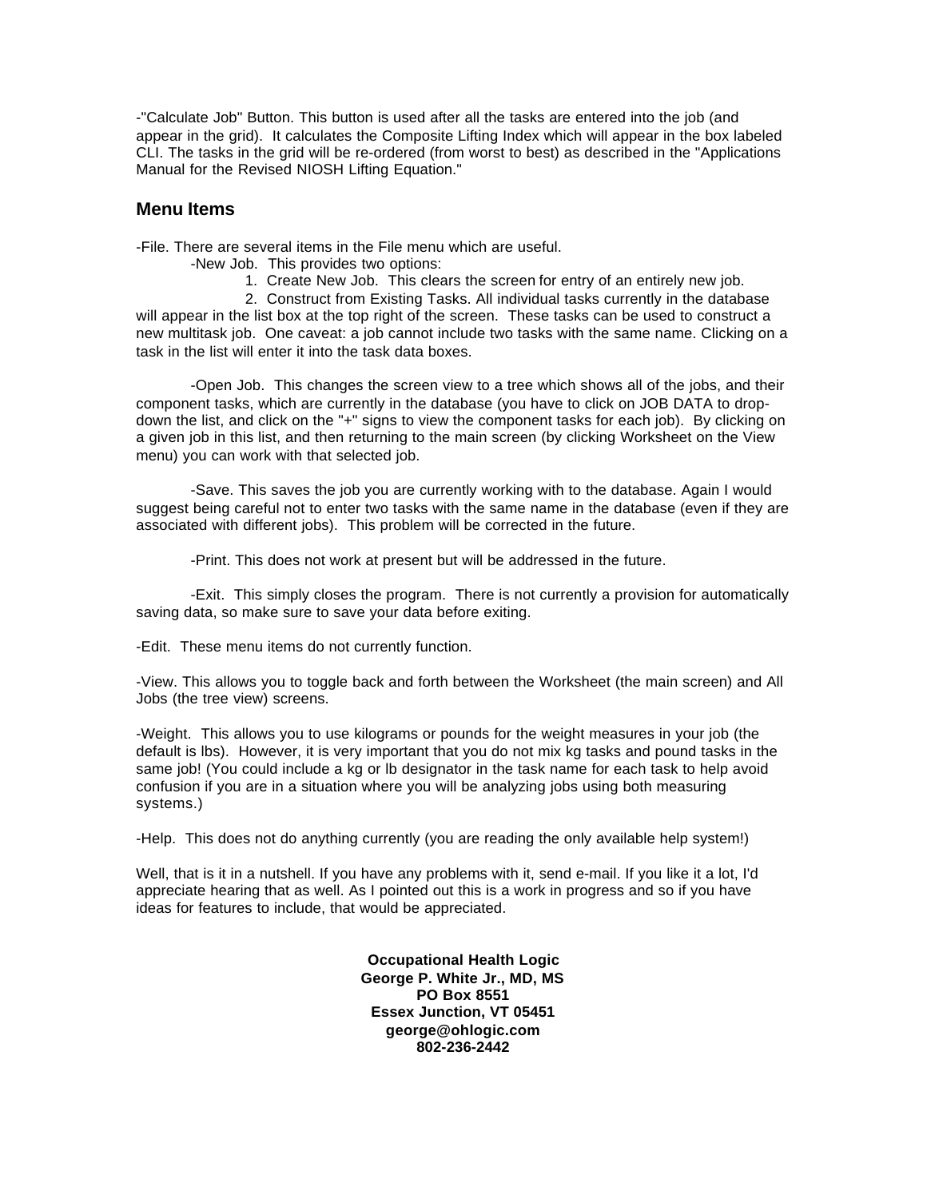-"Calculate Job" Button. This button is used after all the tasks are entered into the job (and appear in the grid). It calculates the Composite Lifting Index which will appear in the box labeled CLI. The tasks in the grid will be re-ordered (from worst to best) as described in the "Applications Manual for the Revised NIOSH Lifting Equation."

## Menu Items

-File. There are several items in the File menu which are useful.

-New Job. This provides two options:

1. Create New Job. This clears the screen for entry of an entirely new job.
2. Construct from Existing Tasks. All individual tasks currently in the database will appear in the list box at the top right of the screen. These tasks can be used to construct a new multitask job. One caveat: a job cannot include two tasks with the same name. Clicking on a task in the list will enter it into the task data boxes.

-Open Job. This changes the screen view to a tree which shows all of the jobs, and their component tasks, which are currently in the database (you have to click on JOB DATA to drop-down the list, and click on the "+" signs to view the component tasks for each job). By clicking on a given job in this list, and then returning to the main screen (by clicking Worksheet on the View menu) you can work with that selected job.

-Save. This saves the job you are currently working with to the database. Again I would suggest being careful not to enter two tasks with the same name in the database (even if they are associated with different jobs). This problem will be corrected in the future.

-Print. This does not work at present but will be addressed in the future.

-Exit. This simply closes the program. There is not currently a provision for automatically saving data, so make sure to save your data before exiting.

-Edit. These menu items do not currently function.

-View. This allows you to toggle back and forth between the Worksheet (the main screen) and All Jobs (the tree view) screens.

-Weight. This allows you to use kilograms or pounds for the weight measures in your job (the default is lbs). However, it is very important that you do not mix kg tasks and pound tasks in the same job! (You could include a kg or lb designator in the task name for each task to help avoid confusion if you are in a situation where you will be analyzing jobs using both measuring systems.)

-Help. This does not do anything currently (you are reading the only available help system!)

Well, that is it in a nutshell. If you have any problems with it, send e-mail. If you like it a lot, I'd appreciate hearing that as well. As I pointed out this is a work in progress and so if you have ideas for features to include, that would be appreciated.

**Occupational Health Logic**
**George P. White Jr., MD, MS**
**PO Box 8551**
**Essex Junction, VT 05451**
**george@ohlogic.com**
**802-236-2442**